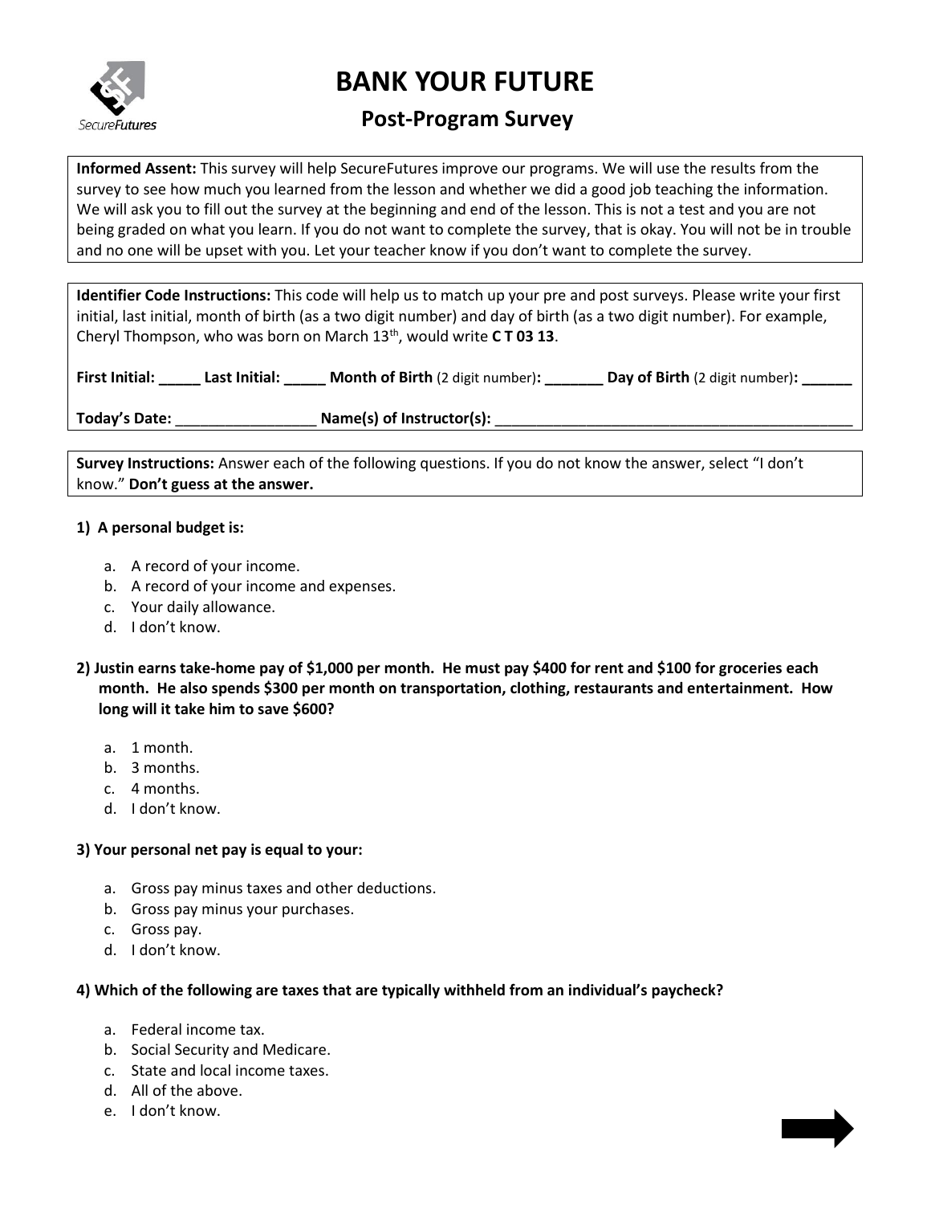# BANK YOUR FUTURE

## Post-Program Survey

**Informed Assent:** This survey will help SecureFutures improve our programs. We will use the results from the survey to see how much you learned from the lesson and whether we did a good job teaching the information. We will ask you to fill out the survey at the beginning and end of the lesson. This is not a test and you are not being graded on what you learn. If you do not want to complete the survey, that is okay. You will not be in trouble and no one will be upset with you. Let your teacher know if you don't want to complete the survey.

**Identifier Code Instructions:** This code will help us to match up your pre and post surveys. Please write your first initial, last initial, month of birth (as a two digit number) and day of birth (as a two digit number). For example, Cheryl Thompson, who was born on March 13th, would write **C T 03 13**.

**First Initial:** _____ **Last Initial:** _____ **Month of Birth** (2 digit number)**:** _______ **Day of Birth** (2 digit number)**:** ______

**Today's Date:** _________________ **Name(s) of Instructor(s):** _____________________________________________

**Survey Instructions:** Answer each of the following questions. If you do not know the answer, select "I don't know." **Don't guess at the answer.**

**1) A personal budget is:**

a. A record of your income.
b. A record of your income and expenses.
c. Your daily allowance.
d. I don't know.

**2) Justin earns take-home pay of $1,000 per month. He must pay $400 for rent and $100 for groceries each month. He also spends $300 per month on transportation, clothing, restaurants and entertainment. How long will it take him to save $600?**

a. 1 month.
b. 3 months.
c. 4 months.
d. I don't know.

**3) Your personal net pay is equal to your:**

a. Gross pay minus taxes and other deductions.
b. Gross pay minus your purchases.
c. Gross pay.
d. I don't know.

**4) Which of the following are taxes that are typically withheld from an individual's paycheck?**

a. Federal income tax.
b. Social Security and Medicare.
c. State and local income taxes.
d. All of the above.
e. I don't know.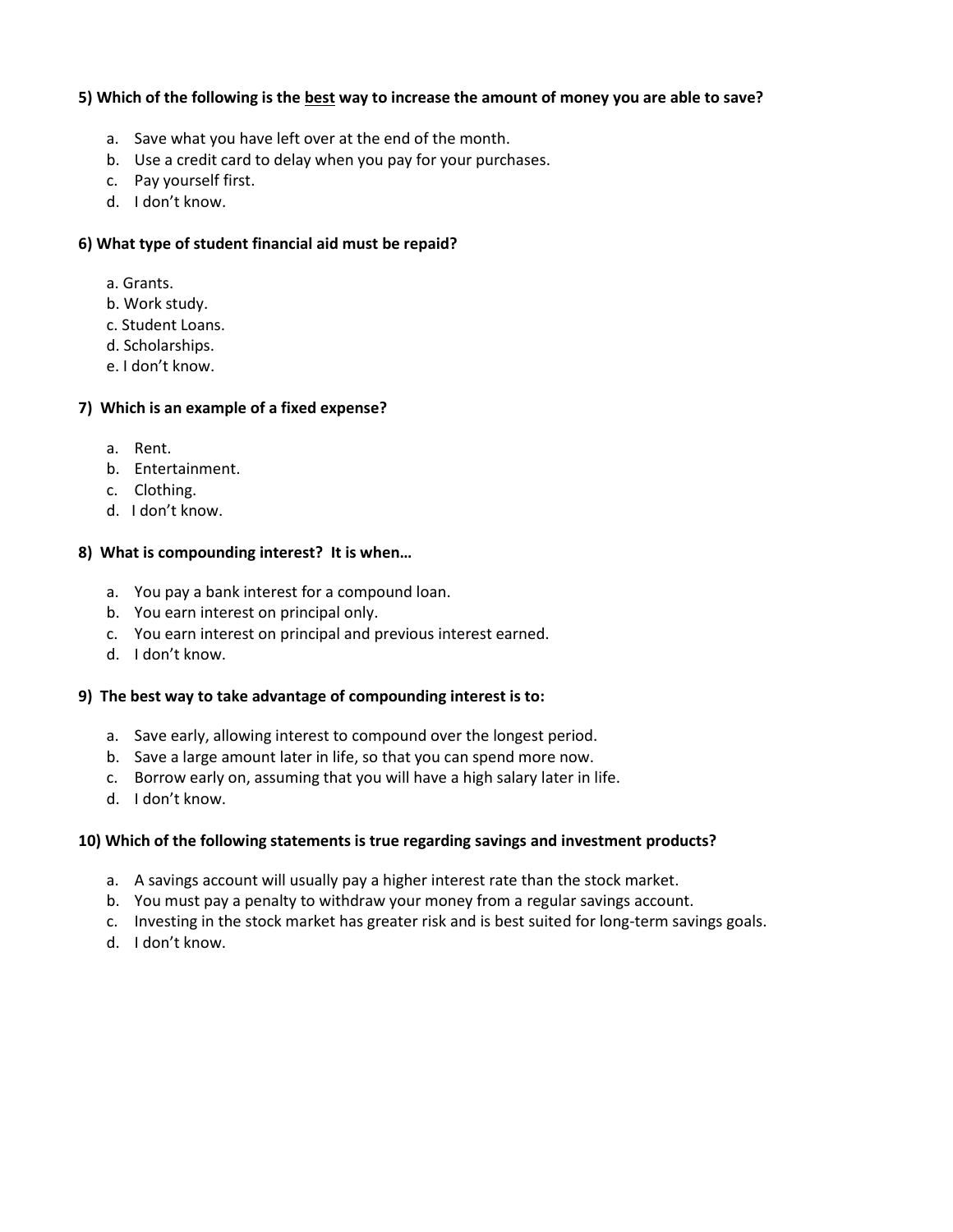**5) Which of the following is the <u>best</u> way to increase the amount of money you are able to save?**

a. Save what you have left over at the end of the month.
b. Use a credit card to delay when you pay for your purchases.
c. Pay yourself first.
d. I don't know.

**6) What type of student financial aid must be repaid?**

a. Grants.
b. Work study.
c. Student Loans.
d. Scholarships.
e. I don't know.

**7) Which is an example of a fixed expense?**

a. Rent.
b. Entertainment.
c. Clothing.
d. I don't know.

**8) What is compounding interest? It is when…**

a. You pay a bank interest for a compound loan.
b. You earn interest on principal only.
c. You earn interest on principal and previous interest earned.
d. I don't know.

**9) The best way to take advantage of compounding interest is to:**

a. Save early, allowing interest to compound over the longest period.
b. Save a large amount later in life, so that you can spend more now.
c. Borrow early on, assuming that you will have a high salary later in life.
d. I don't know.

**10) Which of the following statements is true regarding savings and investment products?**

a. A savings account will usually pay a higher interest rate than the stock market.
b. You must pay a penalty to withdraw your money from a regular savings account.
c. Investing in the stock market has greater risk and is best suited for long-term savings goals.
d. I don't know.